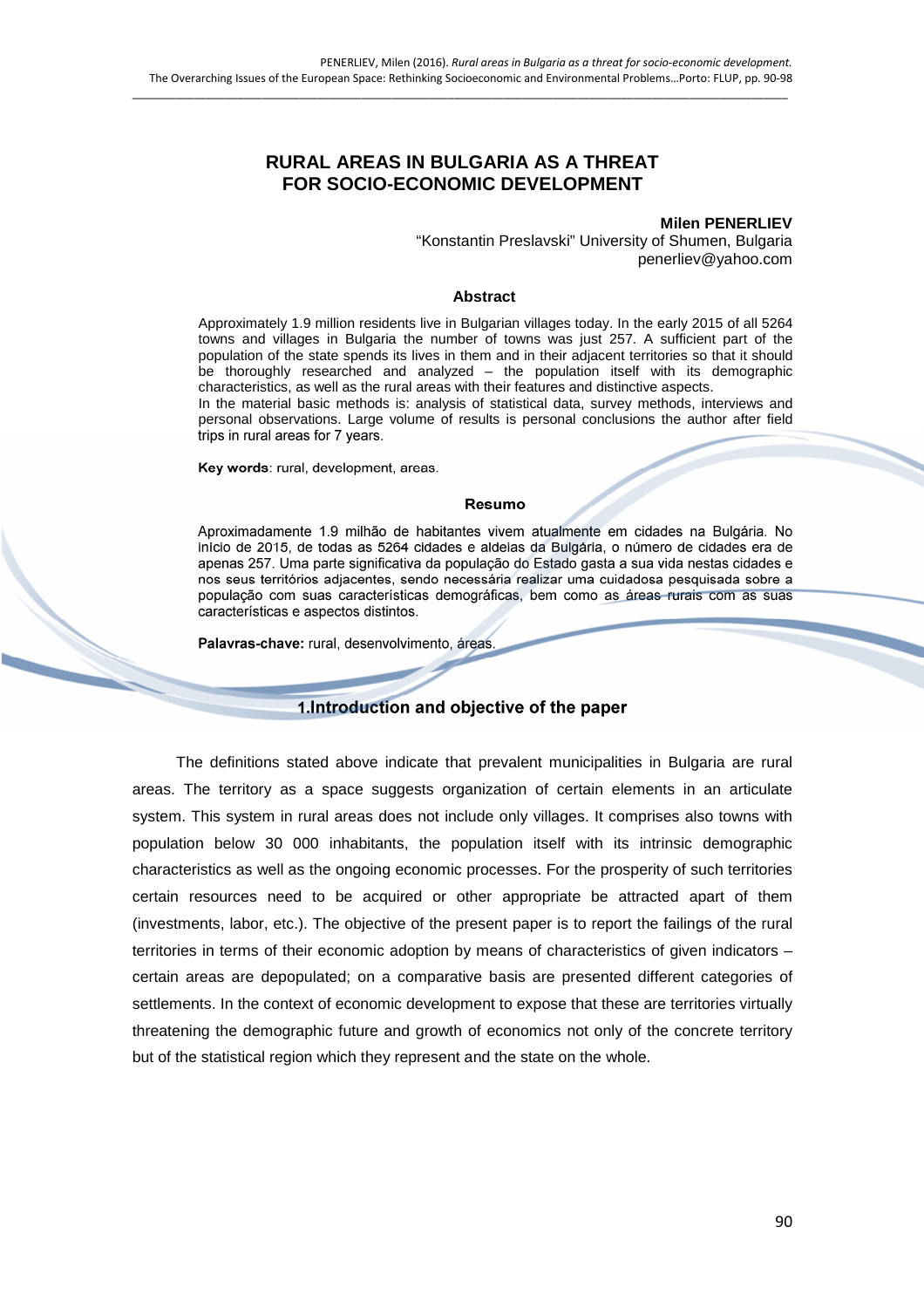# RURAL AREAS IN BULGARIA AS A THREAT FOR SOCIO-ECONOMIC DEVELOPMENT

**Milen PENERLIEV**
"Konstantin Preslavski" University of Shumen, Bulgaria
penerliev@yahoo.com

### Abstract

Approximately 1.9 million residents live in Bulgarian villages today. In the early 2015 of all 5264 towns and villages in Bulgaria the number of towns was just 257. A sufficient part of the population of the state spends its lives in them and in their adjacent territories so that it should be thoroughly researched and analyzed – the population itself with its demographic characteristics, as well as the rural areas with their features and distinctive aspects.
In the material basic methods is: analysis of statistical data, survey methods, interviews and personal observations. Large volume of results is personal conclusions the author after field trips in rural areas for 7 years.

**Key words**: rural, development, areas.

### Resumo

Aproximadamente 1.9 milhão de habitantes vivem atualmente em cidades na Bulgária. No início de 2015, de todas as 5264 cidades e aldeias da Bulgária, o número de cidades era de apenas 257. Uma parte significativa da população do Estado gasta a sua vida nestas cidades e nos seus territórios adjacentes, sendo necessária realizar uma cuidadosa pesquisada sobre a população com suas características demográficas, bem como as áreas rurais com as suas características e aspectos distintos.

**Palavras-chave:** rural, desenvolvimento, áreas.

## 1.Introduction and objective of the paper

The definitions stated above indicate that prevalent municipalities in Bulgaria are rural areas. The territory as a space suggests organization of certain elements in an articulate system. This system in rural areas does not include only villages. It comprises also towns with population below 30 000 inhabitants, the population itself with its intrinsic demographic characteristics as well as the ongoing economic processes. For the prosperity of such territories certain resources need to be acquired or other appropriate be attracted apart of them (investments, labor, etc.). The objective of the present paper is to report the failings of the rural territories in terms of their economic adoption by means of characteristics of given indicators – certain areas are depopulated; on a comparative basis are presented different categories of settlements. In the context of economic development to expose that these are territories virtually threatening the demographic future and growth of economics not only of the concrete territory but of the statistical region which they represent and the state on the whole.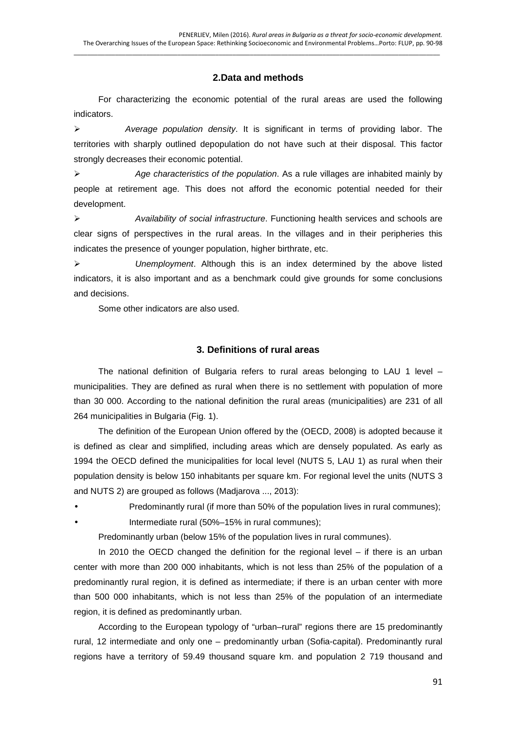## 2.Data and methods

For characterizing the economic potential of the rural areas are used the following indicators.

- *Average population density*. It is significant in terms of providing labor. The territories with sharply outlined depopulation do not have such at their disposal. This factor strongly decreases their economic potential.
- *Age characteristics of the population*. As a rule villages are inhabited mainly by people at retirement age. This does not afford the economic potential needed for their development.
- *Availability of social infrastructure*. Functioning health services and schools are clear signs of perspectives in the rural areas. In the villages and in their peripheries this indicates the presence of younger population, higher birthrate, etc.
- *Unemployment*. Although this is an index determined by the above listed indicators, it is also important and as a benchmark could give grounds for some conclusions and decisions.

Some other indicators are also used.

## 3. Definitions of rural areas

The national definition of Bulgaria refers to rural areas belonging to LAU 1 level – municipalities. They are defined as rural when there is no settlement with population of more than 30 000. According to the national definition the rural areas (municipalities) are 231 of all 264 municipalities in Bulgaria (Fig. 1).

The definition of the European Union offered by the (OECD, 2008) is adopted because it is defined as clear and simplified, including areas which are densely populated. As early as 1994 the OECD defined the municipalities for local level (NUTS 5, LAU 1) as rural when their population density is below 150 inhabitants per square km. For regional level the units (NUTS 3 and NUTS 2) are grouped as follows (Madjarova ..., 2013):

- Predominantly rural (if more than 50% of the population lives in rural communes);
- Intermediate rural (50%–15% in rural communes);

Predominantly urban (below 15% of the population lives in rural communes).

In 2010 the OECD changed the definition for the regional level – if there is an urban center with more than 200 000 inhabitants, which is not less than 25% of the population of a predominantly rural region, it is defined as intermediate; if there is an urban center with more than 500 000 inhabitants, which is not less than 25% of the population of an intermediate region, it is defined as predominantly urban.

According to the European typology of "urban–rural" regions there are 15 predominantly rural, 12 intermediate and only one – predominantly urban (Sofia-capital). Predominantly rural regions have a territory of 59.49 thousand square km. and population 2 719 thousand and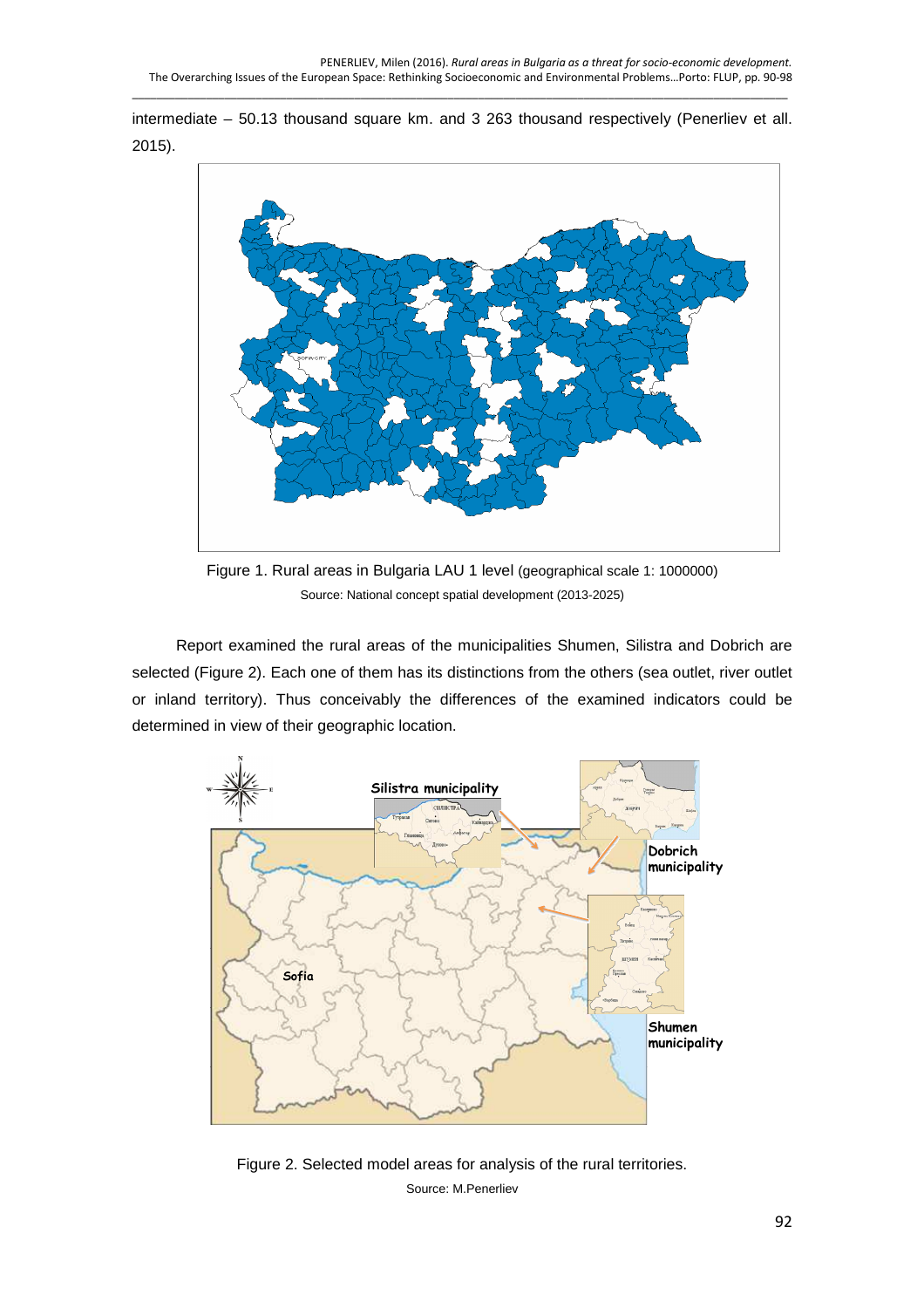intermediate – 50.13 thousand square km. and 3 263 thousand respectively (Penerliev et all. 2015).

Figure 1. Rural areas in Bulgaria LAU 1 level (geographical scale 1: 1000000)
Source: National concept spatial development (2013-2025)

Report examined the rural areas of the municipalities Shumen, Silistra and Dobrich are selected (Figure 2). Each one of them has its distinctions from the others (sea outlet, river outlet or inland territory). Thus conceivably the differences of the examined indicators could be determined in view of their geographic location.

Silistra municipality

Dobrich municipality

Sofia

Shumen municipality

Figure 2. Selected model areas for analysis of the rural territories.
Source: M.Penerliev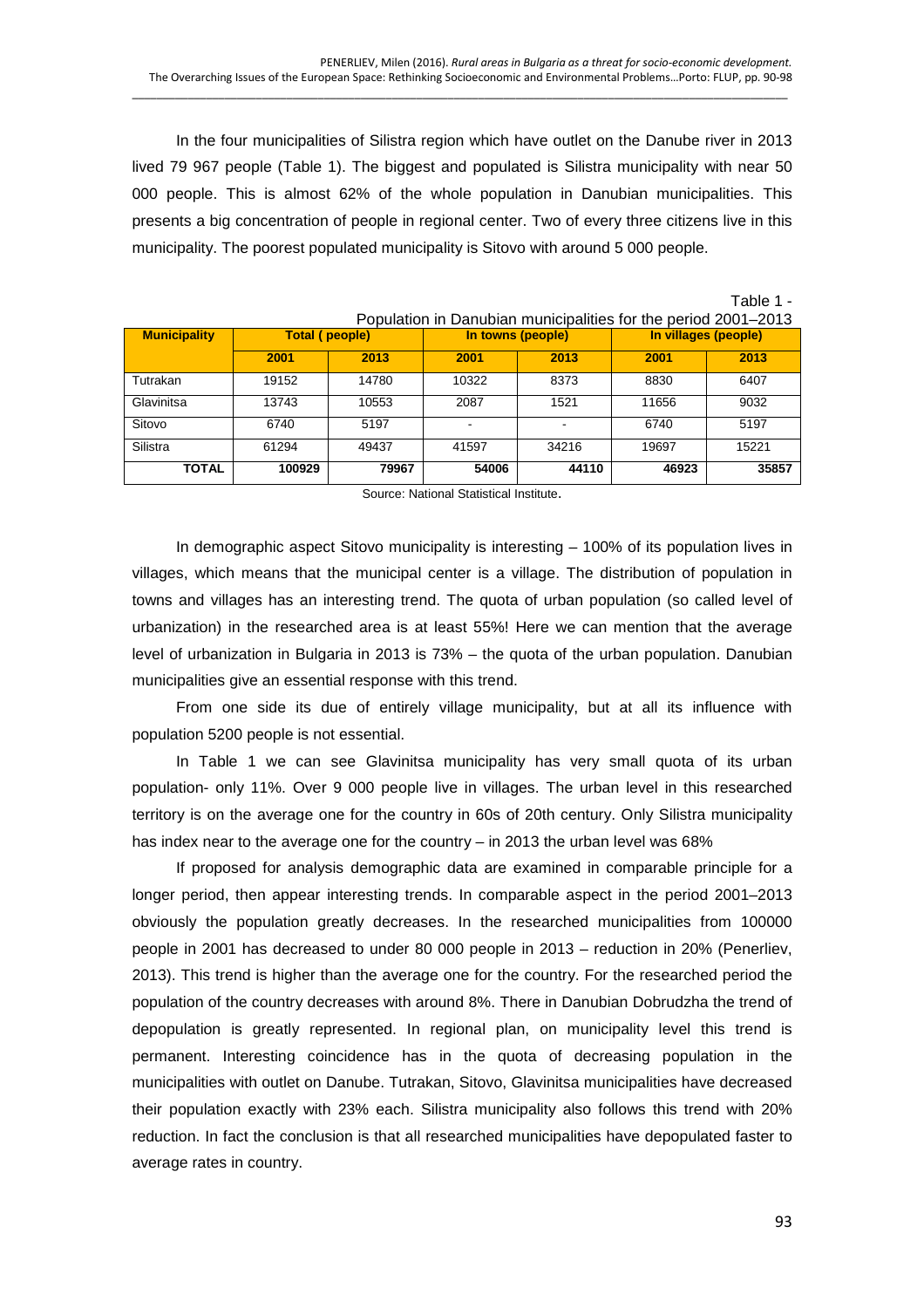In the four municipalities of Silistra region which have outlet on the Danube river in 2013 lived 79 967 people (Table 1). The biggest and populated is Silistra municipality with near 50 000 people. This is almost 62% of the whole population in Danubian municipalities. This presents a big concentration of people in regional center. Two of every three citizens live in this municipality. The poorest populated municipality is Sitovo with around 5 000 people.

Table 1 - Population in Danubian municipalities for the period 2001–2013

| Municipality | Total ( people) | | In towns (people) | | In villages (people) | |
|---|---|---|---|---|---|---|
| | 2001 | 2013 | 2001 | 2013 | 2001 | 2013 |
| Tutrakan | 19152 | 14780 | 10322 | 8373 | 8830 | 6407 |
| Glavinitsa | 13743 | 10553 | 2087 | 1521 | 11656 | 9032 |
| Sitovo | 6740 | 5197 | - | - | 6740 | 5197 |
| Silistra | 61294 | 49437 | 41597 | 34216 | 19697 | 15221 |
| **TOTAL** | **100929** | **79967** | **54006** | **44110** | **46923** | **35857** |

Source: National Statistical Institute.

In demographic aspect Sitovo municipality is interesting – 100% of its population lives in villages, which means that the municipal center is a village. The distribution of population in towns and villages has an interesting trend. The quota of urban population (so called level of urbanization) in the researched area is at least 55%! Here we can mention that the average level of urbanization in Bulgaria in 2013 is 73% – the quota of the urban population. Danubian municipalities give an essential response with this trend.

From one side its due of entirely village municipality, but at all its influence with population 5200 people is not essential.

In Table 1 we can see Glavinitsa municipality has very small quota of its urban population- only 11%. Over 9 000 people live in villages. The urban level in this researched territory is on the average one for the country in 60s of 20th century. Only Silistra municipality has index near to the average one for the country – in 2013 the urban level was 68%

If proposed for analysis demographic data are examined in comparable principle for a longer period, then appear interesting trends. In comparable aspect in the period 2001–2013 obviously the population greatly decreases. In the researched municipalities from 100000 people in 2001 has decreased to under 80 000 people in 2013 – reduction in 20% (Penerliev, 2013). This trend is higher than the average one for the country. For the researched period the population of the country decreases with around 8%. There in Danubian Dobrudzha the trend of depopulation is greatly represented. In regional plan, on municipality level this trend is permanent. Interesting coincidence has in the quota of decreasing population in the municipalities with outlet on Danube. Tutrakan, Sitovo, Glavinitsa municipalities have decreased their population exactly with 23% each. Silistra municipality also follows this trend with 20% reduction. In fact the conclusion is that all researched municipalities have depopulated faster to average rates in country.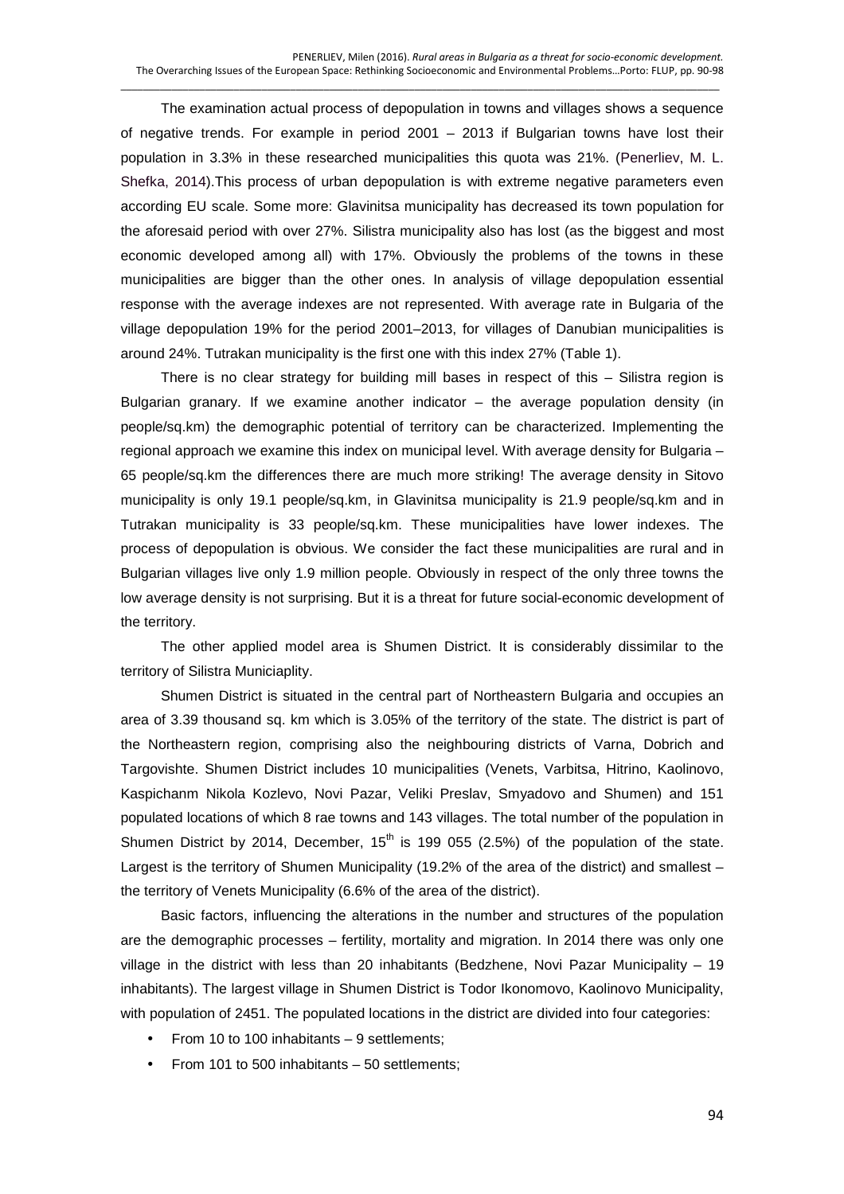The examination actual process of depopulation in towns and villages shows a sequence of negative trends. For example in period 2001 – 2013 if Bulgarian towns have lost their population in 3.3% in these researched municipalities this quota was 21%. (Penerliev, M. L. Shefka, 2014).This process of urban depopulation is with extreme negative parameters even according EU scale. Some more: Glavinitsa municipality has decreased its town population for the aforesaid period with over 27%. Silistra municipality also has lost (as the biggest and most economic developed among all) with 17%. Obviously the problems of the towns in these municipalities are bigger than the other ones. In analysis of village depopulation essential response with the average indexes are not represented. With average rate in Bulgaria of the village depopulation 19% for the period 2001–2013, for villages of Danubian municipalities is around 24%. Tutrakan municipality is the first one with this index 27% (Table 1).

There is no clear strategy for building mill bases in respect of this – Silistra region is Bulgarian granary. If we examine another indicator – the average population density (in people/sq.km) the demographic potential of territory can be characterized. Implementing the regional approach we examine this index on municipal level. With average density for Bulgaria – 65 people/sq.km the differences there are much more striking! The average density in Sitovo municipality is only 19.1 people/sq.km, in Glavinitsa municipality is 21.9 people/sq.km and in Tutrakan municipality is 33 people/sq.km. These municipalities have lower indexes. The process of depopulation is obvious. We consider the fact these municipalities are rural and in Bulgarian villages live only 1.9 million people. Obviously in respect of the only three towns the low average density is not surprising. But it is a threat for future social-economic development of the territory.

The other applied model area is Shumen District. It is considerably dissimilar to the territory of Silistra Municiaplity.

Shumen District is situated in the central part of Northeastern Bulgaria and occupies an area of 3.39 thousand sq. km which is 3.05% of the territory of the state. The district is part of the Northeastern region, comprising also the neighbouring districts of Varna, Dobrich and Targovishte. Shumen District includes 10 municipalities (Venets, Varbitsa, Hitrino, Kaolinovo, Kaspichanm Nikola Kozlevo, Novi Pazar, Veliki Preslav, Smyadovo and Shumen) and 151 populated locations of which 8 rae towns and 143 villages. The total number of the population in Shumen District by 2014, December, 15[th] is 199 055 (2.5%) of the population of the state. Largest is the territory of Shumen Municipality (19.2% of the area of the district) and smallest – the territory of Venets Municipality (6.6% of the area of the district).

Basic factors, influencing the alterations in the number and structures of the population are the demographic processes – fertility, mortality and migration. In 2014 there was only one village in the district with less than 20 inhabitants (Bedzhene, Novi Pazar Municipality – 19 inhabitants). The largest village in Shumen District is Todor Ikonomovo, Kaolinovo Municipality, with population of 2451. The populated locations in the district are divided into four categories:

- From 10 to 100 inhabitants – 9 settlements;
- From 101 to 500 inhabitants – 50 settlements;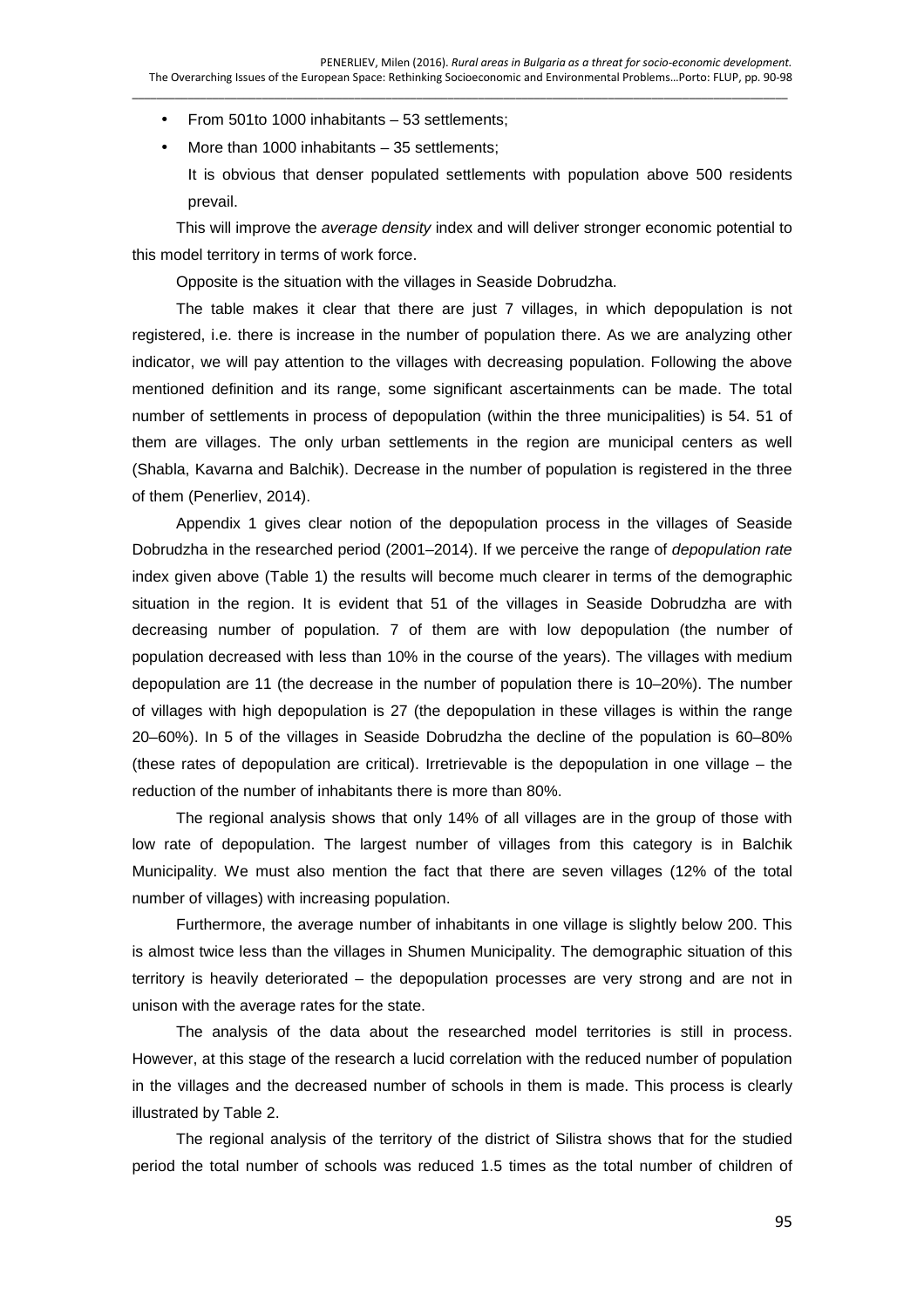- From 501to 1000 inhabitants – 53 settlements;
- More than 1000 inhabitants – 35 settlements;

  It is obvious that denser populated settlements with population above 500 residents prevail.

This will improve the *average density* index and will deliver stronger economic potential to this model territory in terms of work force.

Opposite is the situation with the villages in Seaside Dobrudzha.

The table makes it clear that there are just 7 villages, in which depopulation is not registered, i.e. there is increase in the number of population there. As we are analyzing other indicator, we will pay attention to the villages with decreasing population. Following the above mentioned definition and its range, some significant ascertainments can be made. The total number of settlements in process of depopulation (within the three municipalities) is 54. 51 of them are villages. The only urban settlements in the region are municipal centers as well (Shabla, Kavarna and Balchik). Decrease in the number of population is registered in the three of them (Penerliev, 2014).

Appendix 1 gives clear notion of the depopulation process in the villages of Seaside Dobrudzha in the researched period (2001–2014). If we perceive the range of *depopulation rate* index given above (Table 1) the results will become much clearer in terms of the demographic situation in the region. It is evident that 51 of the villages in Seaside Dobrudzha are with decreasing number of population. 7 of them are with low depopulation (the number of population decreased with less than 10% in the course of the years). The villages with medium depopulation are 11 (the decrease in the number of population there is 10–20%). The number of villages with high depopulation is 27 (the depopulation in these villages is within the range 20–60%). In 5 of the villages in Seaside Dobrudzha the decline of the population is 60–80% (these rates of depopulation are critical). Irretrievable is the depopulation in one village – the reduction of the number of inhabitants there is more than 80%.

The regional analysis shows that only 14% of all villages are in the group of those with low rate of depopulation. The largest number of villages from this category is in Balchik Municipality. We must also mention the fact that there are seven villages (12% of the total number of villages) with increasing population.

Furthermore, the average number of inhabitants in one village is slightly below 200. This is almost twice less than the villages in Shumen Municipality. The demographic situation of this territory is heavily deteriorated – the depopulation processes are very strong and are not in unison with the average rates for the state.

The analysis of the data about the researched model territories is still in process. However, at this stage of the research a lucid correlation with the reduced number of population in the villages and the decreased number of schools in them is made. This process is clearly illustrated by Table 2.

The regional analysis of the territory of the district of Silistra shows that for the studied period the total number of schools was reduced 1.5 times as the total number of children of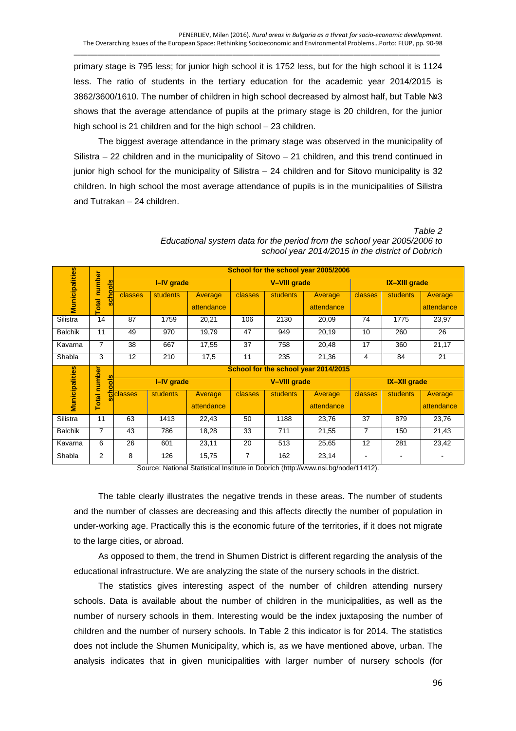primary stage is 795 less; for junior high school it is 1752 less, but for the high school it is 1124 less. The ratio of students in the tertiary education for the academic year 2014/2015 is 3862/3600/1610. The number of children in high school decreased by almost half, but Table №3 shows that the average attendance of pupils at the primary stage is 20 children, for the junior high school is 21 children and for the high school – 23 children.

The biggest average attendance in the primary stage was observed in the municipality of Silistra – 22 children and in the municipality of Sitovo – 21 children, and this trend continued in junior high school for the municipality of Silistra – 24 children and for Sitovo municipality is 32 children. In high school the most average attendance of pupils is in the municipalities of Silistra and Tutrakan – 24 children.

*Table 2*
*Educational system data for the period from the school year 2005/2006 to school year 2014/2015 in the district of Dobrich*

| Municipalities | Total number schools | School for the school year 2005/2006 | | | | | | | | |
|---|---|---|---|---|---|---|---|---|---|---|
| | | I–IV grade | | | V–VIII grade | | | IX–XIII grade | | |
| | | classes | students | Average attendance | classes | students | Average attendance | classes | students | Average attendance |
| Silistra | 14 | 87 | 1759 | 20,21 | 106 | 2130 | 20,09 | 74 | 1775 | 23,97 |
| Balchik | 11 | 49 | 970 | 19,79 | 47 | 949 | 20,19 | 10 | 260 | 26 |
| Kavarna | 7 | 38 | 667 | 17,55 | 37 | 758 | 20,48 | 17 | 360 | 21,17 |
| Shabla | 3 | 12 | 210 | 17,5 | 11 | 235 | 21,36 | 4 | 84 | 21 |
| **Municipalities** | **Total number schools** | **School for the school year 2014/2015** | | | | | | | | |
| | | I–IV grade | | | V–VIII grade | | | IX–XII grade | | |
| | | classes | students | Average attendance | classes | students | Average attendance | classes | students | Average attendance |
| Silistra | 11 | 63 | 1413 | 22,43 | 50 | 1188 | 23,76 | 37 | 879 | 23,76 |
| Balchik | 7 | 43 | 786 | 18,28 | 33 | 711 | 21,55 | 7 | 150 | 21,43 |
| Kavarna | 6 | 26 | 601 | 23,11 | 20 | 513 | 25,65 | 12 | 281 | 23,42 |
| Shabla | 2 | 8 | 126 | 15,75 | 7 | 162 | 23,14 | - | - | - |

Source: National Statistical Institute in Dobrich (http://www.nsi.bg/node/11412).

The table clearly illustrates the negative trends in these areas. The number of students and the number of classes are decreasing and this affects directly the number of population in under-working age. Practically this is the economic future of the territories, if it does not migrate to the large cities, or abroad.

As opposed to them, the trend in Shumen District is different regarding the analysis of the educational infrastructure. We are analyzing the state of the nursery schools in the district.

The statistics gives interesting aspect of the number of children attending nursery schools. Data is available about the number of children in the municipalities, as well as the number of nursery schools in them. Interesting would be the index juxtaposing the number of children and the number of nursery schools. In Table 2 this indicator is for 2014. The statistics does not include the Shumen Municipality, which is, as we have mentioned above, urban. The analysis indicates that in given municipalities with larger number of nursery schools (for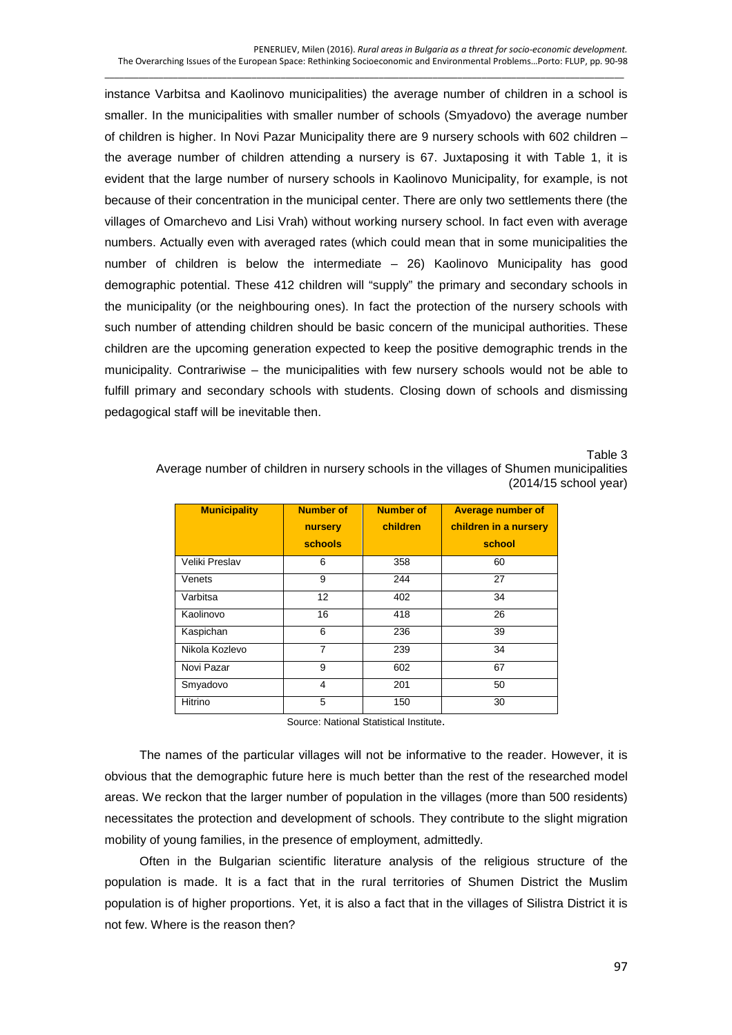instance Varbitsa and Kaolinovo municipalities) the average number of children in a school is smaller. In the municipalities with smaller number of schools (Smyadovo) the average number of children is higher. In Novi Pazar Municipality there are 9 nursery schools with 602 children – the average number of children attending a nursery is 67. Juxtaposing it with Table 1, it is evident that the large number of nursery schools in Kaolinovo Municipality, for example, is not because of their concentration in the municipal center. There are only two settlements there (the villages of Omarchevo and Lisi Vrah) without working nursery school. In fact even with average numbers. Actually even with averaged rates (which could mean that in some municipalities the number of children is below the intermediate – 26) Kaolinovo Municipality has good demographic potential. These 412 children will "supply" the primary and secondary schools in the municipality (or the neighbouring ones). In fact the protection of the nursery schools with such number of attending children should be basic concern of the municipal authorities. These children are the upcoming generation expected to keep the positive demographic trends in the municipality. Contrariwise – the municipalities with few nursery schools would not be able to fulfill primary and secondary schools with students. Closing down of schools and dismissing pedagogical staff will be inevitable then.

Table 3

Average number of children in nursery schools in the villages of Shumen municipalities (2014/15 school year)

| Municipality | Number of nursery schools | Number of children | Average number of children in a nursery school |
|---|---|---|---|
| Veliki Preslav | 6 | 358 | 60 |
| Venets | 9 | 244 | 27 |
| Varbitsa | 12 | 402 | 34 |
| Kaolinovo | 16 | 418 | 26 |
| Kaspichan | 6 | 236 | 39 |
| Nikola Kozlevo | 7 | 239 | 34 |
| Novi Pazar | 9 | 602 | 67 |
| Smyadovo | 4 | 201 | 50 |
| Hitrino | 5 | 150 | 30 |

Source: National Statistical Institute.

The names of the particular villages will not be informative to the reader. However, it is obvious that the demographic future here is much better than the rest of the researched model areas. We reckon that the larger number of population in the villages (more than 500 residents) necessitates the protection and development of schools. They contribute to the slight migration mobility of young families, in the presence of employment, admittedly.

Often in the Bulgarian scientific literature analysis of the religious structure of the population is made. It is a fact that in the rural territories of Shumen District the Muslim population is of higher proportions. Yet, it is also a fact that in the villages of Silistra District it is not few. Where is the reason then?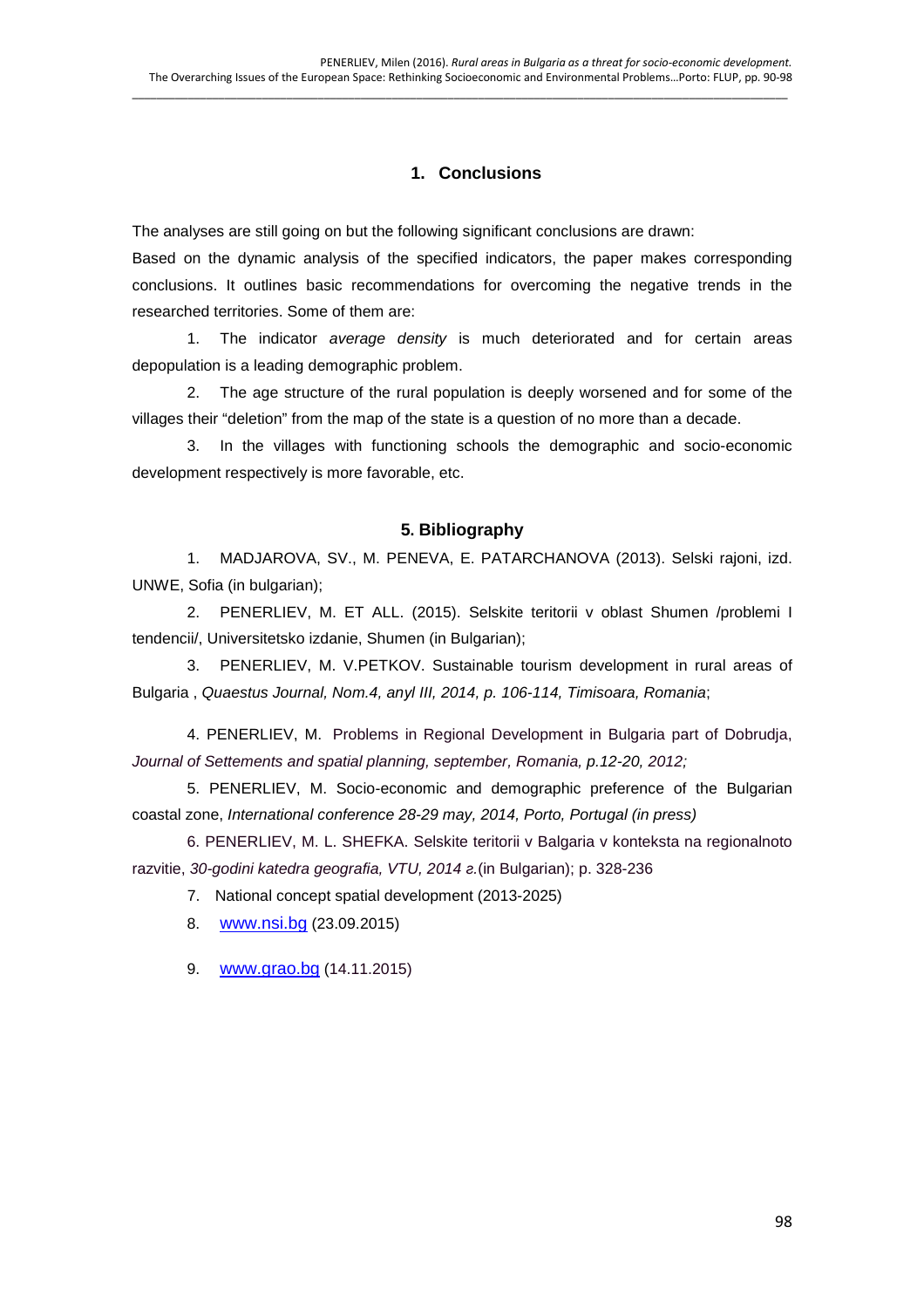## 1. Conclusions

The analyses are still going on but the following significant conclusions are drawn:

Based on the dynamic analysis of the specified indicators, the paper makes corresponding conclusions. It outlines basic recommendations for overcoming the negative trends in the researched territories. Some of them are:

1. The indicator *average density* is much deteriorated and for certain areas depopulation is a leading demographic problem.
2. The age structure of the rural population is deeply worsened and for some of the villages their "deletion" from the map of the state is a question of no more than a decade.
3. In the villages with functioning schools the demographic and socio-economic development respectively is more favorable, etc.

## 5. Bibliography

1. MADJAROVA, SV., M. PENEVA, E. PATARCHANOVA (2013). Selski rajoni, izd. UNWE, Sofia (in bulgarian);
2. PENERLIEV, M. ET ALL. (2015). Selskite teritorii v oblast Shumen /problemi I tendencii/, Universitetsko izdanie, Shumen (in Bulgarian);
3. PENERLIEV, M. V.PETKOV. Sustainable tourism development in rural areas of Bulgaria , *Quaestus Journal, Nom.4, anyl III, 2014, p. 106-114, Timisoara, Romania*;
4. PENERLIEV, M. Problems in Regional Development in Bulgaria part of Dobrudja, *Journal of Settements and spatial planning, september, Romania, p.12-20, 2012;*
5. PENERLIEV, M. Socio-economic and demographic preference of the Bulgarian coastal zone, *International conference 28-29 may, 2014, Porto, Portugal (in press)*
6. PENERLIEV, M. L. SHEFKA. Selskite teritorii v Balgaria v konteksta na regionalnoto razvitie, *30-godini katedra geografia, VTU, 2014 г.*(in Bulgarian); p. 328-236
7. National concept spatial development (2013-2025)
8. www.nsi.bg (23.09.2015)
9. www.grao.bg (14.11.2015)